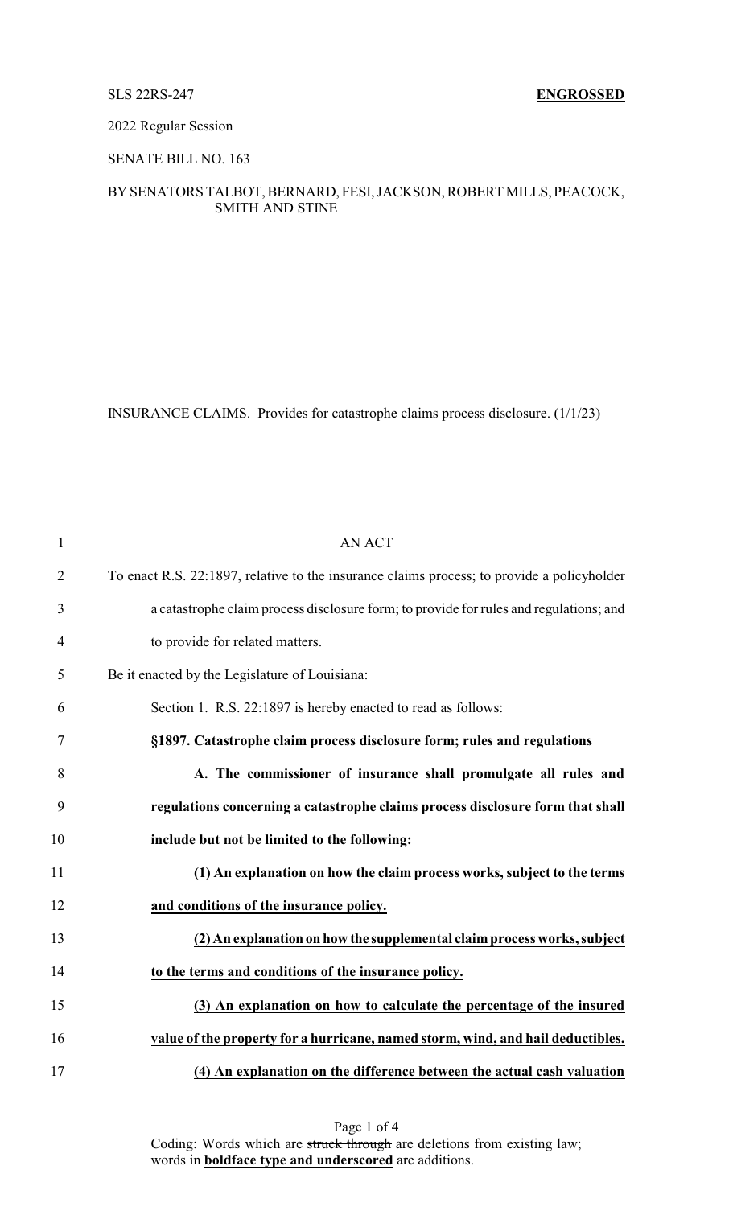SLS 22RS-247 **ENGROSSED**

2022 Regular Session

SENATE BILL NO. 163

BY SENATORS TALBOT, BERNARD, FESI, JACKSON, ROBERT MILLS, PEACOCK, SMITH AND STINE

INSURANCE CLAIMS. Provides for catastrophe claims process disclosure. (1/1/23)

1 AN ACT

2 To enact R.S. 22:1897, relative to the insurance claims process; to provide a policyholder

3 a catastrophe claim process disclosure form; to provide for rules and regulations; and

4 to provide for related matters.

5 Be it enacted by the Legislature of Louisiana:

6 Section 1. R.S. 22:1897 is hereby enacted to read as follows:

7 **§1897. Catastrophe claim process disclosure form; rules and regulations**

8 **A. The commissioner of insurance shall promulgate all rules and**

9 **regulations concerning a catastrophe claims process disclosure form that shall**

10 **include but not be limited to the following:**

11 **(1) An explanation on how the claim process works, subject to the terms**

12 **and conditions of the insurance policy.**

13 **(2) An explanation on how the supplemental claim process works, subject**

14 **to the terms and conditions of the insurance policy.**

15 **(3) An explanation on how to calculate the percentage of the insured**

16 **value of the property for a hurricane, named storm, wind, and hail deductibles.**

17 **(4) An explanation on the difference between the actual cash valuation**

Coding: Words which are ~~struck through~~ are deletions from existing law; words in **boldface type and underscored** are additions.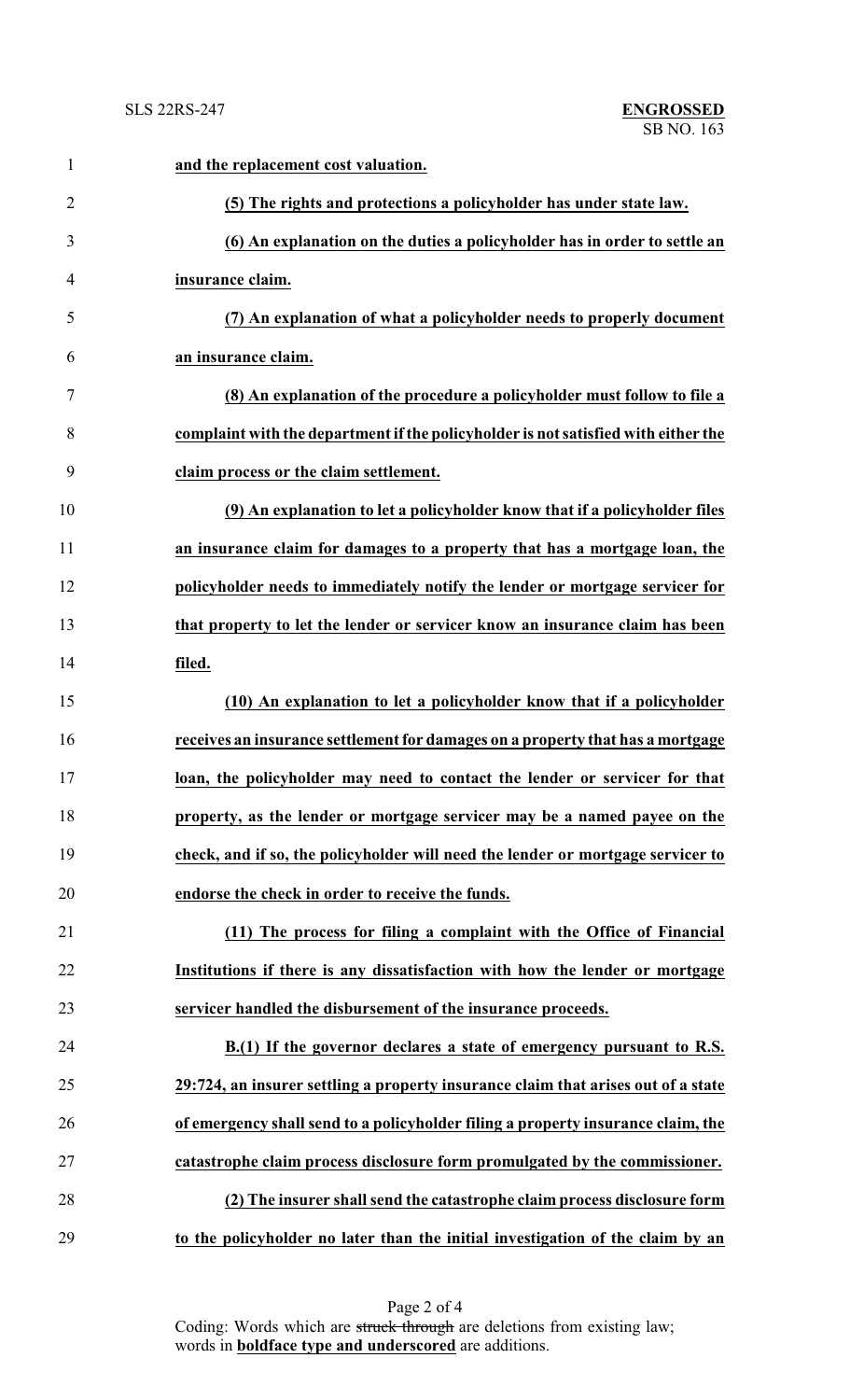**and the replacement cost valuation.**

**(5) The rights and protections a policyholder has under state law.**

**(6) An explanation on the duties a policyholder has in order to settle an insurance claim.**

**(7) An explanation of what a policyholder needs to properly document an insurance claim.**

**(8) An explanation of the procedure a policyholder must follow to file a complaint with the department if the policyholder is not satisfied with either the claim process or the claim settlement.**

**(9) An explanation to let a policyholder know that if a policyholder files an insurance claim for damages to a property that has a mortgage loan, the policyholder needs to immediately notify the lender or mortgage servicer for that property to let the lender or servicer know an insurance claim has been filed.**

**(10) An explanation to let a policyholder know that if a policyholder receives an insurance settlement for damages on a property that has a mortgage loan, the policyholder may need to contact the lender or servicer for that property, as the lender or mortgage servicer may be a named payee on the check, and if so, the policyholder will need the lender or mortgage servicer to endorse the check in order to receive the funds.**

**(11) The process for filing a complaint with the Office of Financial Institutions if there is any dissatisfaction with how the lender or mortgage servicer handled the disbursement of the insurance proceeds.**

**B.(1) If the governor declares a state of emergency pursuant to R.S. 29:724, an insurer settling a property insurance claim that arises out of a state of emergency shall send to a policyholder filing a property insurance claim, the catastrophe claim process disclosure form promulgated by the commissioner.**

**(2) The insurer shall send the catastrophe claim process disclosure form to the policyholder no later than the initial investigation of the claim by an**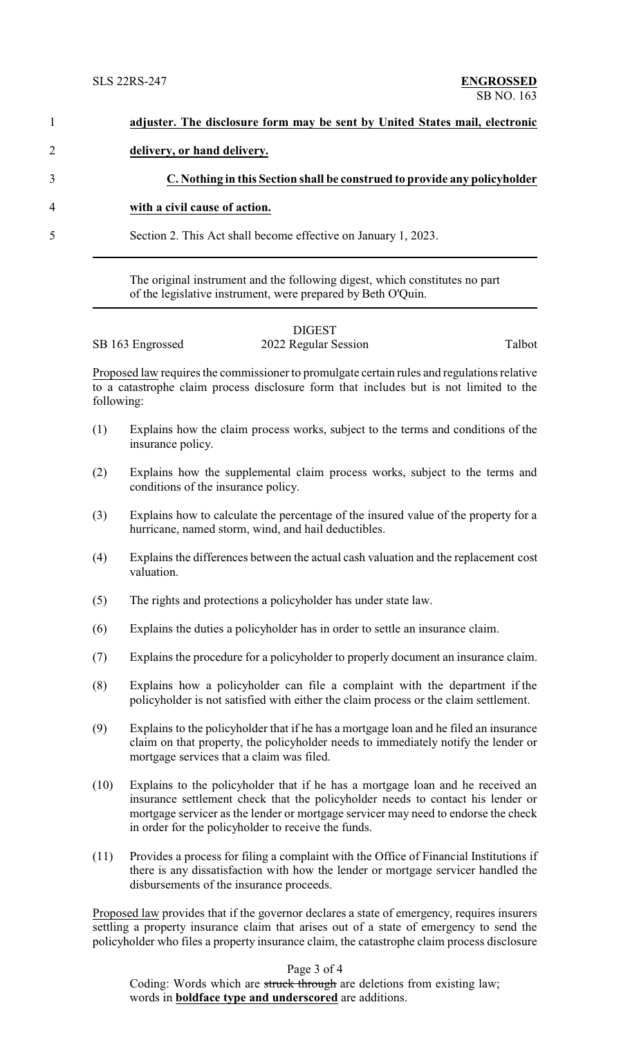**adjuster. The disclosure form may be sent by United States mail, electronic delivery, or hand delivery.**

**C. Nothing in this Section shall be construed to provide any policyholder with a civil cause of action.**

Section 2. This Act shall become effective on January 1, 2023.

---

The original instrument and the following digest, which constitutes no part of the legislative instrument, were prepared by Beth O'Quin.

---

DIGEST

SB 163 Engrossed — 2022 Regular Session — Talbot

Proposed law requires the commissioner to promulgate certain rules and regulations relative to a catastrophe claim process disclosure form that includes but is not limited to the following:

(1) Explains how the claim process works, subject to the terms and conditions of the insurance policy.

(2) Explains how the supplemental claim process works, subject to the terms and conditions of the insurance policy.

(3) Explains how to calculate the percentage of the insured value of the property for a hurricane, named storm, wind, and hail deductibles.

(4) Explains the differences between the actual cash valuation and the replacement cost valuation.

(5) The rights and protections a policyholder has under state law.

(6) Explains the duties a policyholder has in order to settle an insurance claim.

(7) Explains the procedure for a policyholder to properly document an insurance claim.

(8) Explains how a policyholder can file a complaint with the department if the policyholder is not satisfied with either the claim process or the claim settlement.

(9) Explains to the policyholder that if he has a mortgage loan and he filed an insurance claim on that property, the policyholder needs to immediately notify the lender or mortgage services that a claim was filed.

(10) Explains to the policyholder that if he has a mortgage loan and he received an insurance settlement check that the policyholder needs to contact his lender or mortgage servicer as the lender or mortgage servicer may need to endorse the check in order for the policyholder to receive the funds.

(11) Provides a process for filing a complaint with the Office of Financial Institutions if there is any dissatisfaction with how the lender or mortgage servicer handled the disbursements of the insurance proceeds.

Proposed law provides that if the governor declares a state of emergency, requires insurers settling a property insurance claim that arises out of a state of emergency to send the policyholder who files a property insurance claim, the catastrophe claim process disclosure

Coding: Words which are ~~struck through~~ are deletions from existing law; words in **boldface type and underscored** are additions.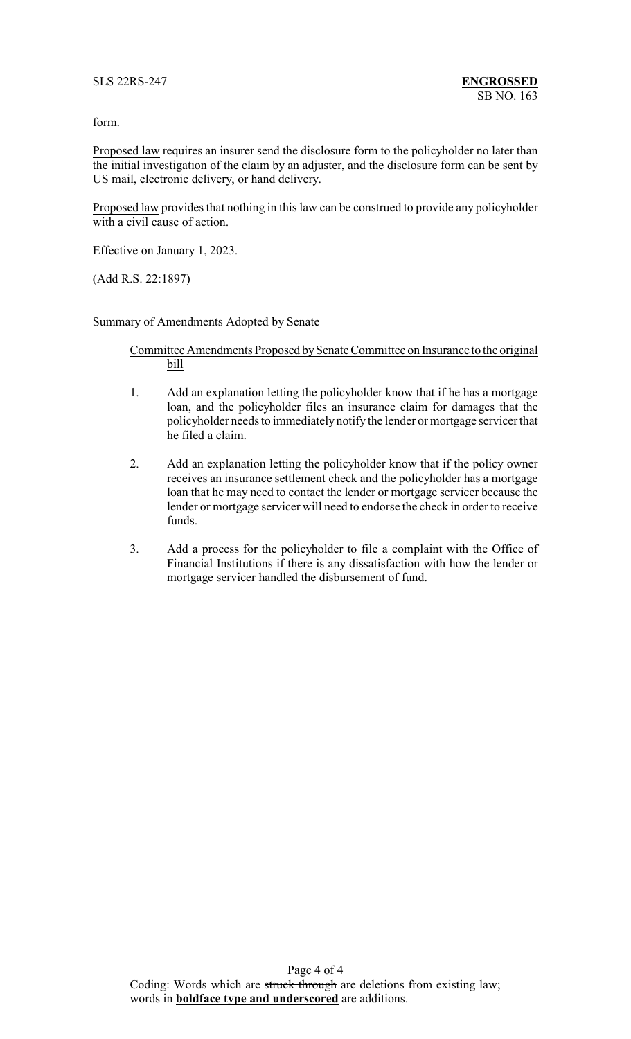form.

Proposed law requires an insurer send the disclosure form to the policyholder no later than the initial investigation of the claim by an adjuster, and the disclosure form can be sent by US mail, electronic delivery, or hand delivery.

Proposed law provides that nothing in this law can be construed to provide any policyholder with a civil cause of action.

Effective on January 1, 2023.

(Add R.S. 22:1897)

Summary of Amendments Adopted by Senate

Committee Amendments Proposed by Senate Committee on Insurance to the original bill

1. Add an explanation letting the policyholder know that if he has a mortgage loan, and the policyholder files an insurance claim for damages that the policyholder needs to immediately notify the lender or mortgage servicer that he filed a claim.

2. Add an explanation letting the policyholder know that if the policy owner receives an insurance settlement check and the policyholder has a mortgage loan that he may need to contact the lender or mortgage servicer because the lender or mortgage servicer will need to endorse the check in order to receive funds.

3. Add a process for the policyholder to file a complaint with the Office of Financial Institutions if there is any dissatisfaction with how the lender or mortgage servicer handled the disbursement of fund.

Coding: Words which are ~~struck through~~ are deletions from existing law; words in **boldface type and underscored** are additions.